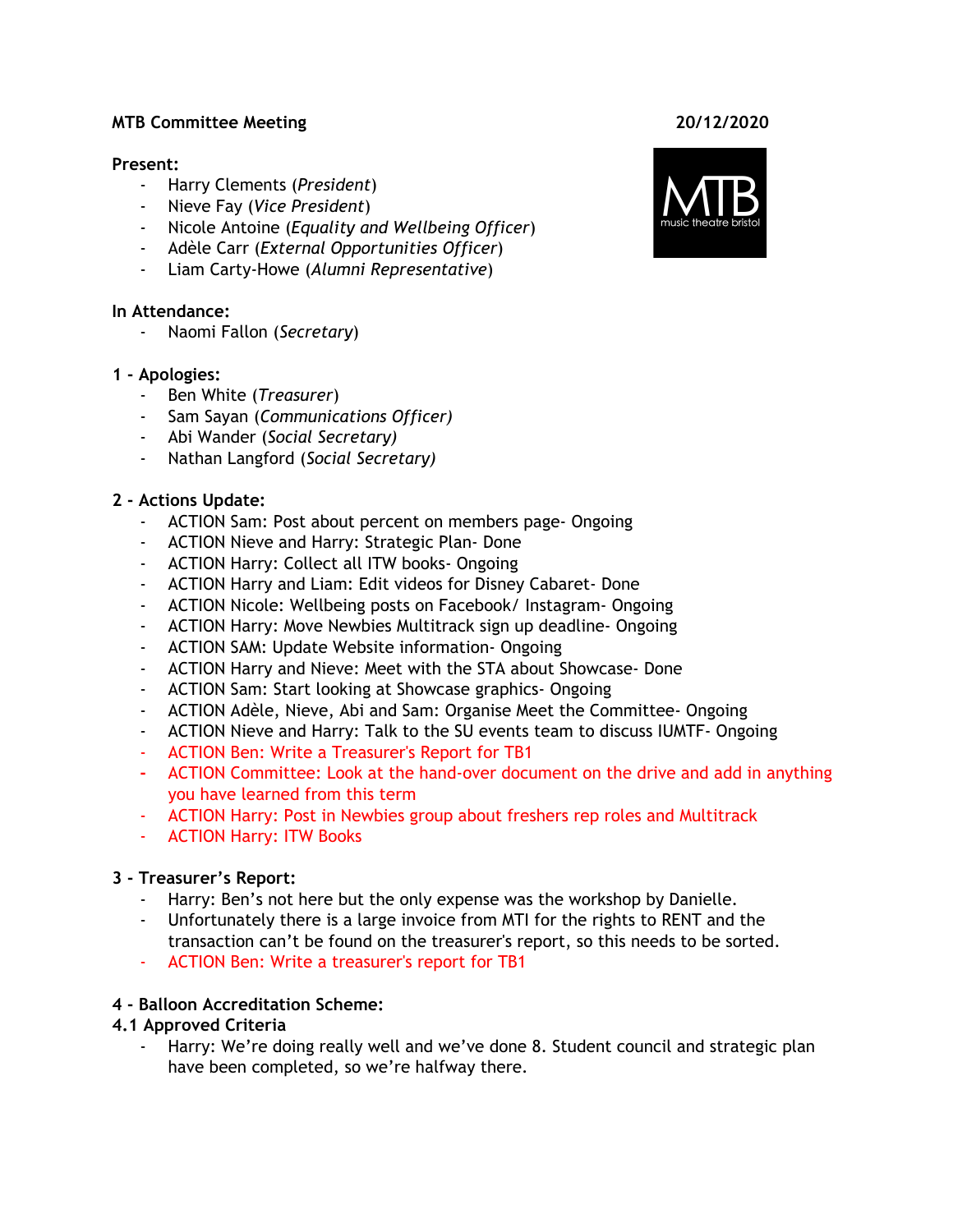**MTB Committee Meeting** **20/12/2020**

**Present:**
- Harry Clements (*President*)
- Nieve Fay (*Vice President*)
- Nicole Antoine (*Equality and Wellbeing Officer*)
- Adèle Carr (*External Opportunities Officer*)
- Liam Carty-Howe (*Alumni Representative*)

**In Attendance:**
- Naomi Fallon (*Secretary*)

**1 - Apologies:**
- Ben White (*Treasurer*)
- Sam Sayan (*Communications Officer)*
- Abi Wander (*Social Secretary)*
- Nathan Langford (*Social Secretary)*

**2 - Actions Update:**
- ACTION Sam: Post about percent on members page- Ongoing
- ACTION Nieve and Harry: Strategic Plan- Done
- ACTION Harry: Collect all ITW books- Ongoing
- ACTION Harry and Liam: Edit videos for Disney Cabaret- Done
- ACTION Nicole: Wellbeing posts on Facebook/ Instagram- Ongoing
- ACTION Harry: Move Newbies Multitrack sign up deadline- Ongoing
- ACTION SAM: Update Website information- Ongoing
- ACTION Harry and Nieve: Meet with the STA about Showcase- Done
- ACTION Sam: Start looking at Showcase graphics- Ongoing
- ACTION Adèle, Nieve, Abi and Sam: Organise Meet the Committee- Ongoing
- ACTION Nieve and Harry: Talk to the SU events team to discuss IUMTF- Ongoing
- ACTION Ben: Write a Treasurer's Report for TB1
- ACTION Committee: Look at the hand-over document on the drive and add in anything you have learned from this term
- ACTION Harry: Post in Newbies group about freshers rep roles and Multitrack
- ACTION Harry: ITW Books

**3 - Treasurer's Report:**
- Harry: Ben's not here but the only expense was the workshop by Danielle.
- Unfortunately there is a large invoice from MTI for the rights to RENT and the transaction can't be found on the treasurer's report, so this needs to be sorted.
- ACTION Ben: Write a treasurer's report for TB1

**4 - Balloon Accreditation Scheme:**

**4.1 Approved Criteria**
- Harry: We're doing really well and we've done 8. Student council and strategic plan have been completed, so we're halfway there.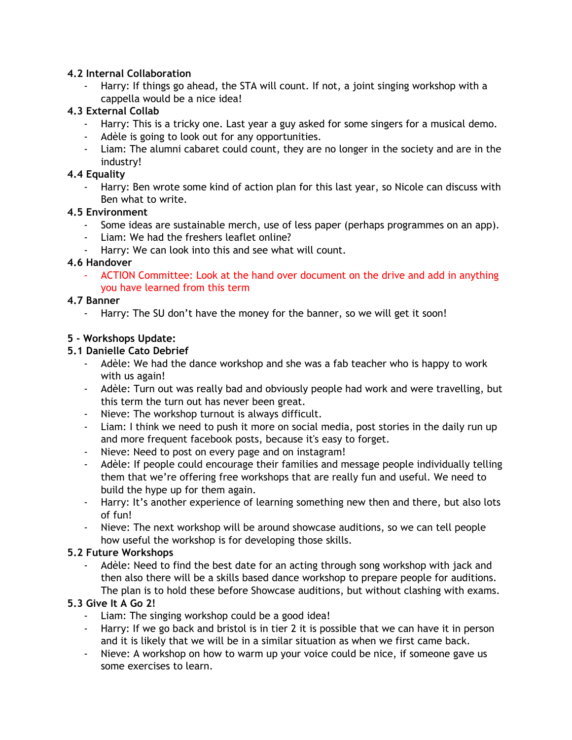**4.2 Internal Collaboration**

- Harry: If things go ahead, the STA will count. If not, a joint singing workshop with a cappella would be a nice idea!

**4.3 External Collab**

- Harry: This is a tricky one. Last year a guy asked for some singers for a musical demo.
- Adèle is going to look out for any opportunities.
- Liam: The alumni cabaret could count, they are no longer in the society and are in the industry!

**4.4 Equality**

- Harry: Ben wrote some kind of action plan for this last year, so Nicole can discuss with Ben what to write.

**4.5 Environment**

- Some ideas are sustainable merch, use of less paper (perhaps programmes on an app).
- Liam: We had the freshers leaflet online?
- Harry: We can look into this and see what will count.

**4.6 Handover**

- ACTION Committee: Look at the hand over document on the drive and add in anything you have learned from this term

**4.7 Banner**

- Harry: The SU don't have the money for the banner, so we will get it soon!

**5 - Workshops Update:**

**5.1 Danielle Cato Debrief**

- Adèle: We had the dance workshop and she was a fab teacher who is happy to work with us again!
- Adèle: Turn out was really bad and obviously people had work and were travelling, but this term the turn out has never been great.
- Nieve: The workshop turnout is always difficult.
- Liam: I think we need to push it more on social media, post stories in the daily run up and more frequent facebook posts, because it's easy to forget.
- Nieve: Need to post on every page and on instagram!
- Adèle: If people could encourage their families and message people individually telling them that we're offering free workshops that are really fun and useful. We need to build the hype up for them again.
- Harry: It's another experience of learning something new then and there, but also lots of fun!
- Nieve: The next workshop will be around showcase auditions, so we can tell people how useful the workshop is for developing those skills.

**5.2 Future Workshops**

- Adèle: Need to find the best date for an acting through song workshop with jack and then also there will be a skills based dance workshop to prepare people for auditions. The plan is to hold these before Showcase auditions, but without clashing with exams.

**5.3 Give It A Go 2!**

- Liam: The singing workshop could be a good idea!
- Harry: If we go back and bristol is in tier 2 it is possible that we can have it in person and it is likely that we will be in a similar situation as when we first came back.
- Nieve: A workshop on how to warm up your voice could be nice, if someone gave us some exercises to learn.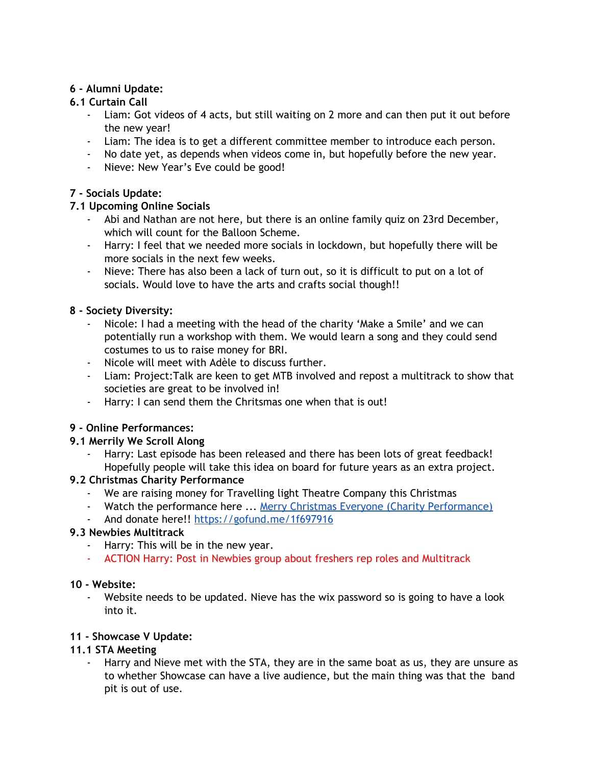**6 - Alumni Update:**

**6.1 Curtain Call**

- Liam: Got videos of 4 acts, but still waiting on 2 more and can then put it out before the new year!
- Liam: The idea is to get a different committee member to introduce each person.
- No date yet, as depends when videos come in, but hopefully before the new year.
- Nieve: New Year's Eve could be good!

**7 - Socials Update:**

**7.1 Upcoming Online Socials**

- Abi and Nathan are not here, but there is an online family quiz on 23rd December, which will count for the Balloon Scheme.
- Harry: I feel that we needed more socials in lockdown, but hopefully there will be more socials in the next few weeks.
- Nieve: There has also been a lack of turn out, so it is difficult to put on a lot of socials. Would love to have the arts and crafts social though!!

**8 - Society Diversity:**

- Nicole: I had a meeting with the head of the charity 'Make a Smile' and we can potentially run a workshop with them. We would learn a song and they could send costumes to us to raise money for BRI.
- Nicole will meet with Adèle to discuss further.
- Liam: Project:Talk are keen to get MTB involved and repost a multitrack to show that societies are great to be involved in!
- Harry: I can send them the Chritsmas one when that is out!

**9 - Online Performances:**

**9.1 Merrily We Scroll Along**

- Harry: Last episode has been released and there has been lots of great feedback! Hopefully people will take this idea on board for future years as an extra project.

**9.2 Christmas Charity Performance**

- We are raising money for Travelling light Theatre Company this Christmas
- Watch the performance here ... Merry Christmas Everyone (Charity Performance)
- And donate here!! https://gofund.me/1f697916

**9.3 Newbies Multitrack**

- Harry: This will be in the new year.
- ACTION Harry: Post in Newbies group about freshers rep roles and Multitrack

**10 - Website:**

- Website needs to be updated. Nieve has the wix password so is going to have a look into it.

**11 - Showcase V Update:**

**11.1 STA Meeting**

- Harry and Nieve met with the STA, they are in the same boat as us, they are unsure as to whether Showcase can have a live audience, but the main thing was that the band pit is out of use.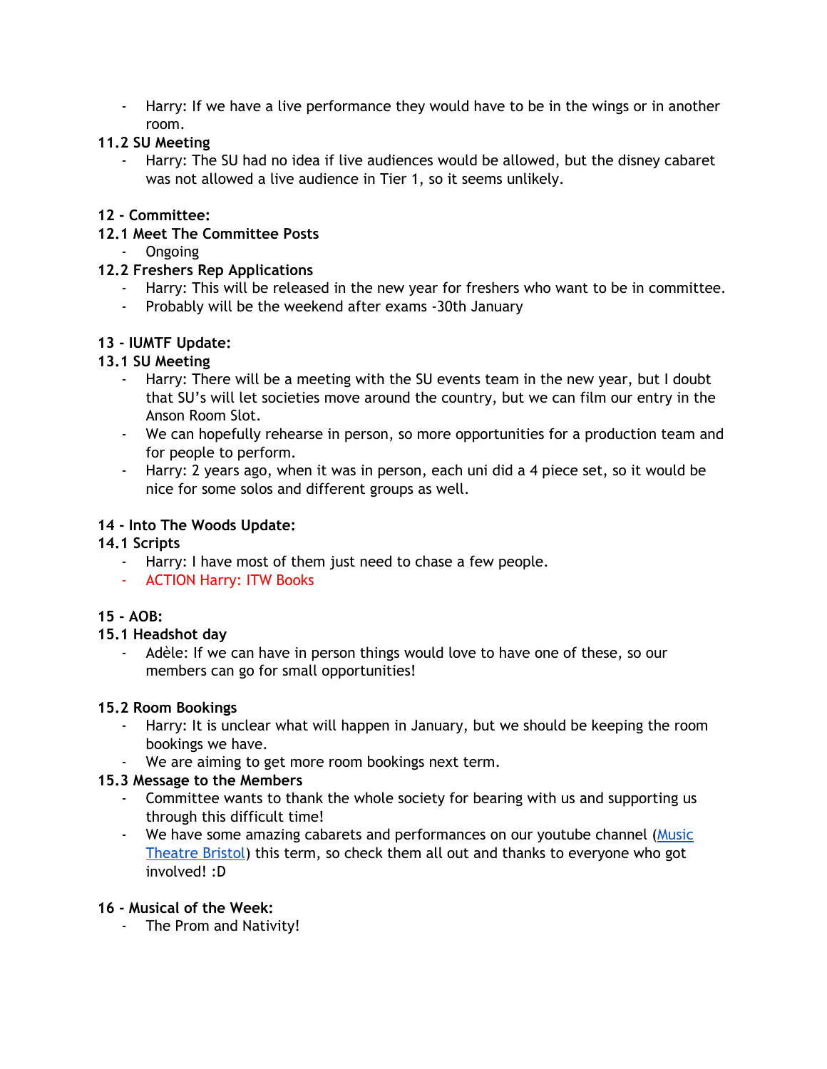- Harry: If we have a live performance they would have to be in the wings or in another room.

**11.2 SU Meeting**

- Harry: The SU had no idea if live audiences would be allowed, but the disney cabaret was not allowed a live audience in Tier 1, so it seems unlikely.

**12 - Committee:**

**12.1 Meet The Committee Posts**

- Ongoing

**12.2 Freshers Rep Applications**

- Harry: This will be released in the new year for freshers who want to be in committee.
- Probably will be the weekend after exams -30th January

**13 - IUMTF Update:**

**13.1 SU Meeting**

- Harry: There will be a meeting with the SU events team in the new year, but I doubt that SU's will let societies move around the country, but we can film our entry in the Anson Room Slot.
- We can hopefully rehearse in person, so more opportunities for a production team and for people to perform.
- Harry: 2 years ago, when it was in person, each uni did a 4 piece set, so it would be nice for some solos and different groups as well.

**14 - Into The Woods Update:**

**14.1 Scripts**

- Harry: I have most of them just need to chase a few people.
- ACTION Harry: ITW Books

**15 - AOB:**

**15.1 Headshot day**

- Adèle: If we can have in person things would love to have one of these, so our members can go for small opportunities!

**15.2 Room Bookings**

- Harry: It is unclear what will happen in January, but we should be keeping the room bookings we have.
- We are aiming to get more room bookings next term.

**15.3 Message to the Members**

- Committee wants to thank the whole society for bearing with us and supporting us through this difficult time!
- We have some amazing cabarets and performances on our youtube channel (Music Theatre Bristol) this term, so check them all out and thanks to everyone who got involved! :D

**16 - Musical of the Week:**

- The Prom and Nativity!